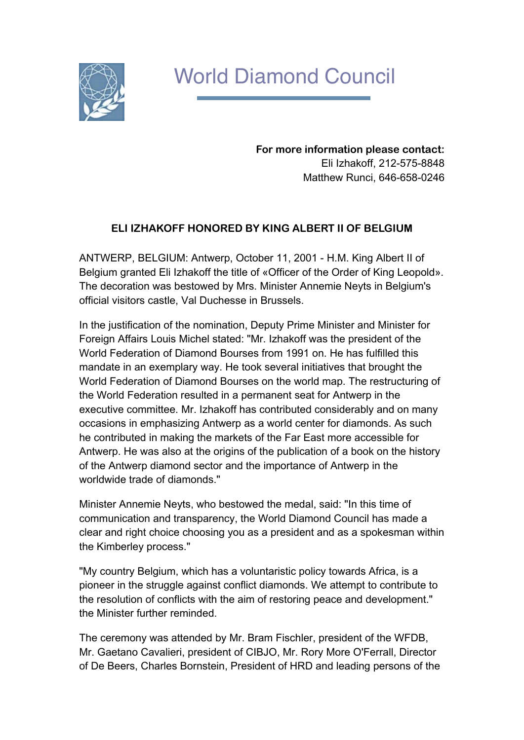# World Diamond Council

**For more information please contact:**
Eli Izhakoff, 212-575-8848
Matthew Runci, 646-658-0246

## ELI IZHAKOFF HONORED BY KING ALBERT II OF BELGIUM

ANTWERP, BELGIUM: Antwerp, October 11, 2001 - H.M. King Albert II of Belgium granted Eli Izhakoff the title of «Officer of the Order of King Leopold». The decoration was bestowed by Mrs. Minister Annemie Neyts in Belgium's official visitors castle, Val Duchesse in Brussels.

In the justification of the nomination, Deputy Prime Minister and Minister for Foreign Affairs Louis Michel stated: "Mr. Izhakoff was the president of the World Federation of Diamond Bourses from 1991 on. He has fulfilled this mandate in an exemplary way. He took several initiatives that brought the World Federation of Diamond Bourses on the world map. The restructuring of the World Federation resulted in a permanent seat for Antwerp in the executive committee. Mr. Izhakoff has contributed considerably and on many occasions in emphasizing Antwerp as a world center for diamonds. As such he contributed in making the markets of the Far East more accessible for Antwerp. He was also at the origins of the publication of a book on the history of the Antwerp diamond sector and the importance of Antwerp in the worldwide trade of diamonds."

Minister Annemie Neyts, who bestowed the medal, said: "In this time of communication and transparency, the World Diamond Council has made a clear and right choice choosing you as a president and as a spokesman within the Kimberley process."

"My country Belgium, which has a voluntaristic policy towards Africa, is a pioneer in the struggle against conflict diamonds. We attempt to contribute to the resolution of conflicts with the aim of restoring peace and development." the Minister further reminded.

The ceremony was attended by Mr. Bram Fischler, president of the WFDB, Mr. Gaetano Cavalieri, president of CIBJO, Mr. Rory More O'Ferrall, Director of De Beers, Charles Bornstein, President of HRD and leading persons of the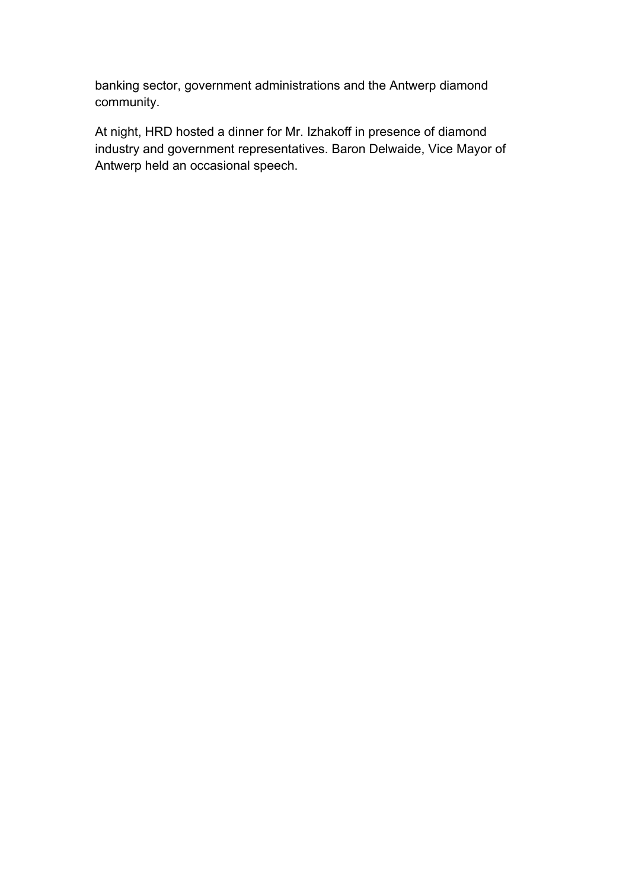banking sector, government administrations and the Antwerp diamond community.

At night, HRD hosted a dinner for Mr. Izhakoff in presence of diamond industry and government representatives. Baron Delwaide, Vice Mayor of Antwerp held an occasional speech.